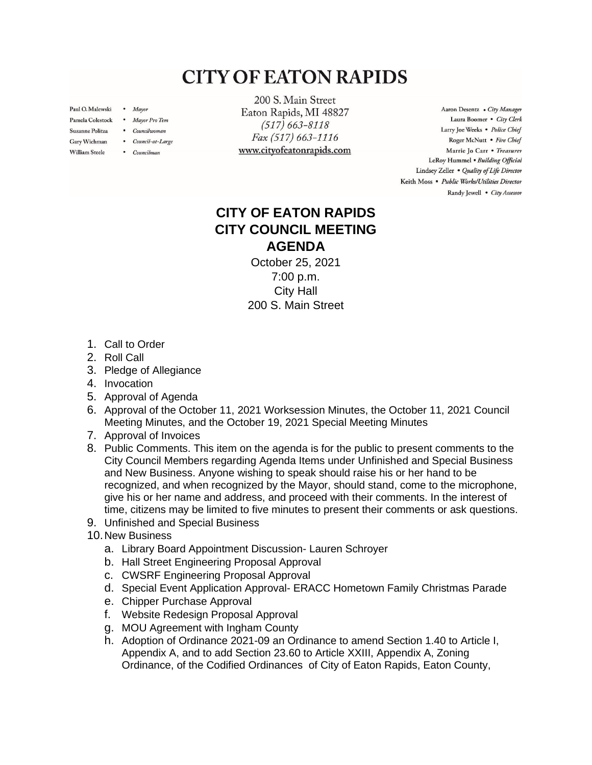# CITY OF EATON RAPIDS

Paul O. Malewski • *Mayor*
Pamela Colestock • *Mayor Pro Tem*
Suzanne Politza • *Councilwoman*
Gary Wichman • *Council-at-Large*
William Steele • *Councilman*

200 S. Main Street
Eaton Rapids, MI 48827
*(517) 663-8118*
*Fax (517) 663-1116*
www.cityofeatonrapids.com

Aaron Desentz • *City Manager*
Laura Boomer • *City Clerk*
Larry Joe Weeks • *Police Chief*
Roger McNutt • *Fire Chief*
Marrie Jo Carr • *Treasurer*
LeRoy Hummel • *Building Official*
Lindsey Zeller • *Quality of Life Director*
Keith Moss • *Public Works/Utilities Director*
Randy Jewell • *City Assessor*

## CITY OF EATON RAPIDS
## CITY COUNCIL MEETING
## AGENDA

October 25, 2021
7:00 p.m.
City Hall
200 S. Main Street

1. Call to Order
2. Roll Call
3. Pledge of Allegiance
4. Invocation
5. Approval of Agenda
6. Approval of the October 11, 2021 Worksession Minutes, the October 11, 2021 Council Meeting Minutes, and the October 19, 2021 Special Meeting Minutes
7. Approval of Invoices
8. Public Comments. This item on the agenda is for the public to present comments to the City Council Members regarding Agenda Items under Unfinished and Special Business and New Business. Anyone wishing to speak should raise his or her hand to be recognized, and when recognized by the Mayor, should stand, come to the microphone, give his or her name and address, and proceed with their comments. In the interest of time, citizens may be limited to five minutes to present their comments or ask questions.
9. Unfinished and Special Business
10. New Business
    a. Library Board Appointment Discussion- Lauren Schroyer
    b. Hall Street Engineering Proposal Approval
    c. CWSRF Engineering Proposal Approval
    d. Special Event Application Approval- ERACC Hometown Family Christmas Parade
    e. Chipper Purchase Approval
    f. Website Redesign Proposal Approval
    g. MOU Agreement with Ingham County
    h. Adoption of Ordinance 2021-09 an Ordinance to amend Section 1.40 to Article I, Appendix A, and to add Section 23.60 to Article XXIII, Appendix A, Zoning Ordinance, of the Codified Ordinances of City of Eaton Rapids, Eaton County,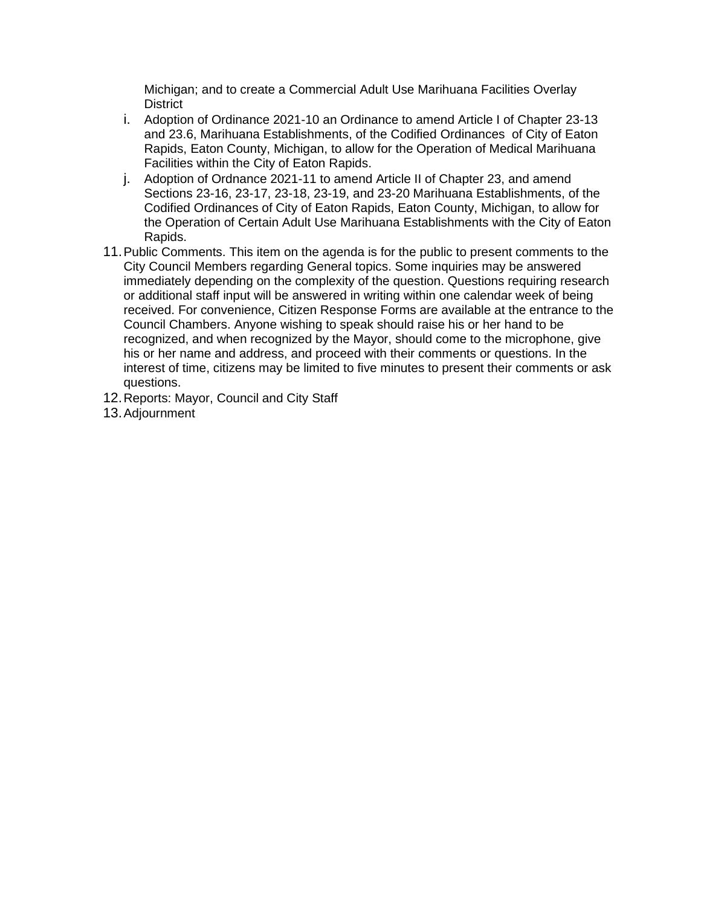Michigan; and to create a Commercial Adult Use Marihuana Facilities Overlay District

   i. Adoption of Ordinance 2021-10 an Ordinance to amend Article I of Chapter 23-13 and 23.6, Marihuana Establishments, of the Codified Ordinances of City of Eaton Rapids, Eaton County, Michigan, to allow for the Operation of Medical Marihuana Facilities within the City of Eaton Rapids.
   j. Adoption of Ordnance 2021-11 to amend Article II of Chapter 23, and amend Sections 23-16, 23-17, 23-18, 23-19, and 23-20 Marihuana Establishments, of the Codified Ordinances of City of Eaton Rapids, Eaton County, Michigan, to allow for the Operation of Certain Adult Use Marihuana Establishments with the City of Eaton Rapids.

11. Public Comments. This item on the agenda is for the public to present comments to the City Council Members regarding General topics. Some inquiries may be answered immediately depending on the complexity of the question. Questions requiring research or additional staff input will be answered in writing within one calendar week of being received. For convenience, Citizen Response Forms are available at the entrance to the Council Chambers. Anyone wishing to speak should raise his or her hand to be recognized, and when recognized by the Mayor, should come to the microphone, give his or her name and address, and proceed with their comments or questions. In the interest of time, citizens may be limited to five minutes to present their comments or ask questions.
12. Reports: Mayor, Council and City Staff
13. Adjournment